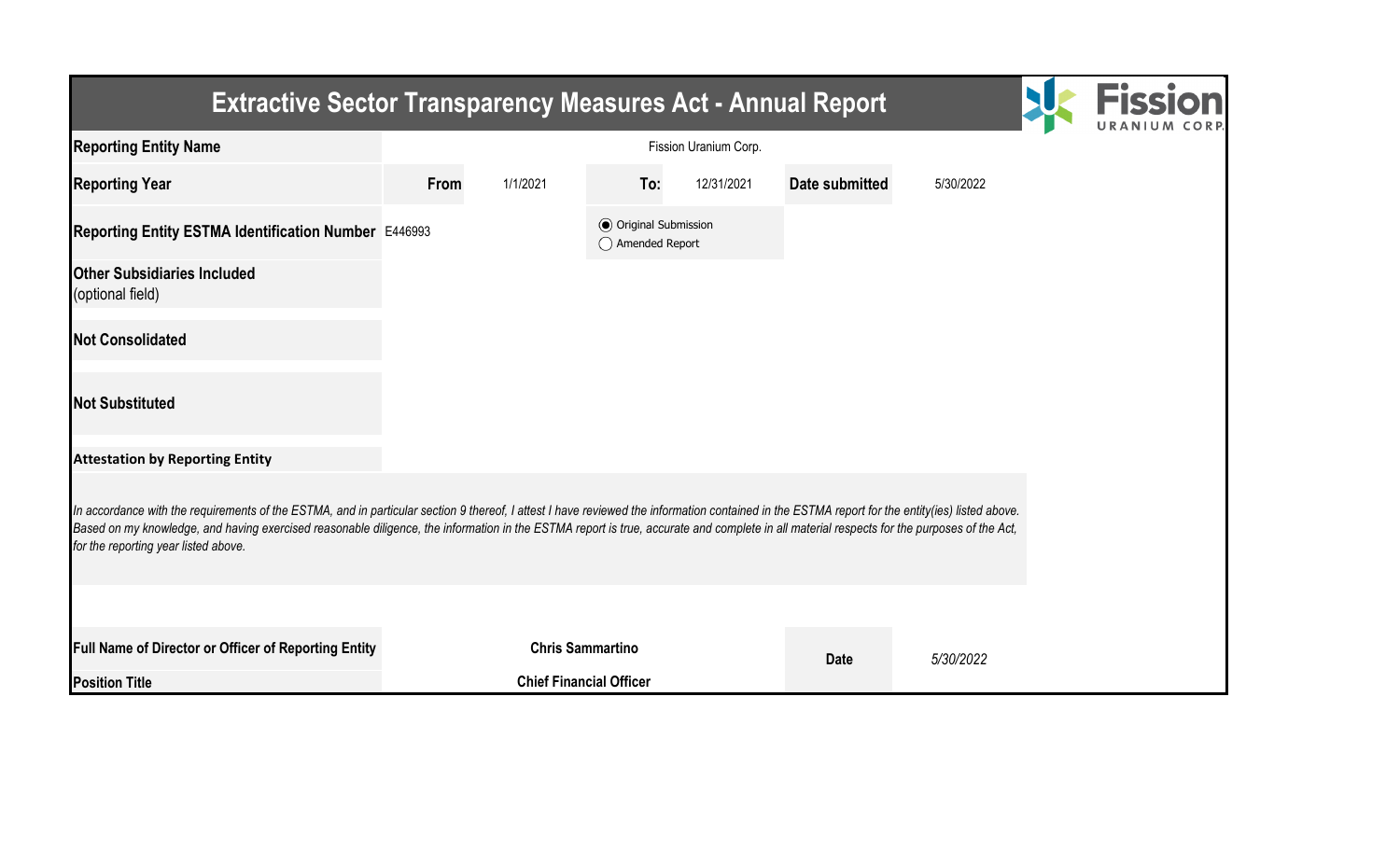# Extractive Sector Transparency Measures Act - Annual Report

| | | | | | | |
|---|---|---|---|---|---|---|
| **Reporting Entity Name** | Fission Uranium Corp. | | | | | |
| **Reporting Year** | **From** | 1/1/2021 | **To:** | 12/31/2021 | **Date submitted** | 5/30/2022 |
| **Reporting Entity ESTMA Identification Number** | E446993 | | ◉ Original Submission<br>◯ Amended Report | | | |
| **Other Subsidiaries Included** (optional field) | | | | | | |
| **Not Consolidated** | | | | | | |
| **Not Substituted** | | | | | | |

**Attestation by Reporting Entity**

*In accordance with the requirements of the ESTMA, and in particular section 9 thereof, I attest I have reviewed the information contained in the ESTMA report for the entity(ies) listed above. Based on my knowledge, and having exercised reasonable diligence, the information in the ESTMA report is true, accurate and complete in all material respects for the purposes of the Act, for the reporting year listed above.*

| | | | |
|---|---|---|---|
| **Full Name of Director or Officer of Reporting Entity** | **Chris Sammartino** | **Date** | *5/30/2022* |
| **Position Title** | **Chief Financial Officer** | | |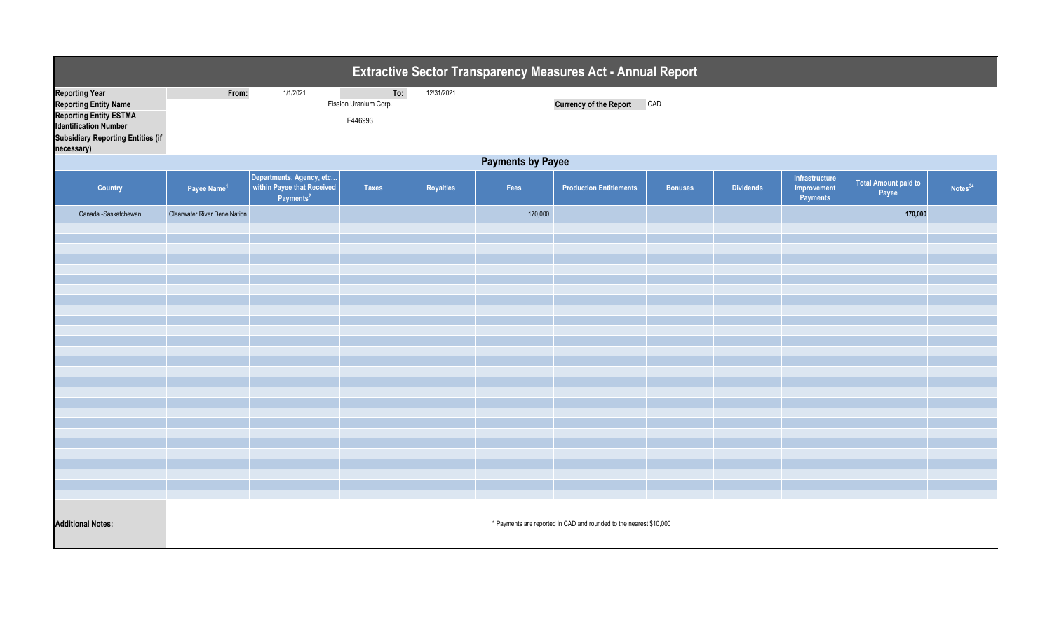# Extractive Sector Transparency Measures Act - Annual Report

| | | | | | |
|---|---|---|---|---|---|
| **Reporting Year** | From: | 1/1/2021 | To: | 12/31/2021 | |
| **Reporting Entity Name** | Fission Uranium Corp. | | | **Currency of the Report** | CAD |
| **Reporting Entity ESTMA Identification Number** | E446993 | | | | |
| **Subsidiary Reporting Entities (if necessary)** | | | | | |

## Payments by Payee

| Country | Payee Name[1] | Departments, Agency, etc... within Payee that Received Payments[2] | Taxes | Royalties | Fees | Production Entitlements | Bonuses | Dividends | Infrastructure Improvement Payments | Total Amount paid to Payee | Notes[34] |
|---|---|---|---|---|---|---|---|---|---|---|---|
| Canada -Saskatchewan | Clearwater River Dene Nation | | | | 170,000 | | | | | **170,000** | |

**Additional Notes:** * Payments are reported in CAD and rounded to the nearest $10,000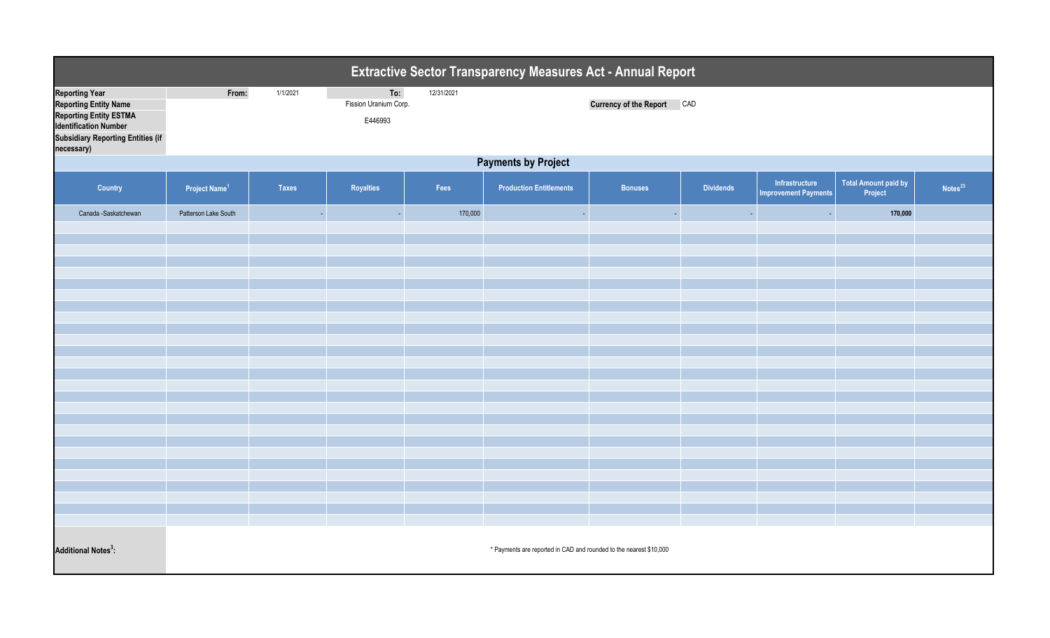# Extractive Sector Transparency Measures Act - Annual Report

| | | | | | |
|---|---|---|---|---|---|
| **Reporting Year** | From: | 1/1/2021 | To: | 12/31/2021 | |
| **Reporting Entity Name** | | | Fission Uranium Corp. | | **Currency of the Report** CAD |
| **Reporting Entity ESTMA Identification Number** | | | E446993 | | |
| **Subsidiary Reporting Entities (if necessary)** | | | | | |

## Payments by Project

| Country | Project Name[1] | Taxes | Royalties | Fees | Production Entitlements | Bonuses | Dividends | Infrastructure Improvement Payments | Total Amount paid by Project | Notes[23] |
|---|---|---|---|---|---|---|---|---|---|---|
| Canada -Saskatchewan | Patterson Lake South | - | - | 170,000 | - | - | - | - | **170,000** | |

**Additional Notes[3]:** * Payments are reported in CAD and rounded to the nearest $10,000